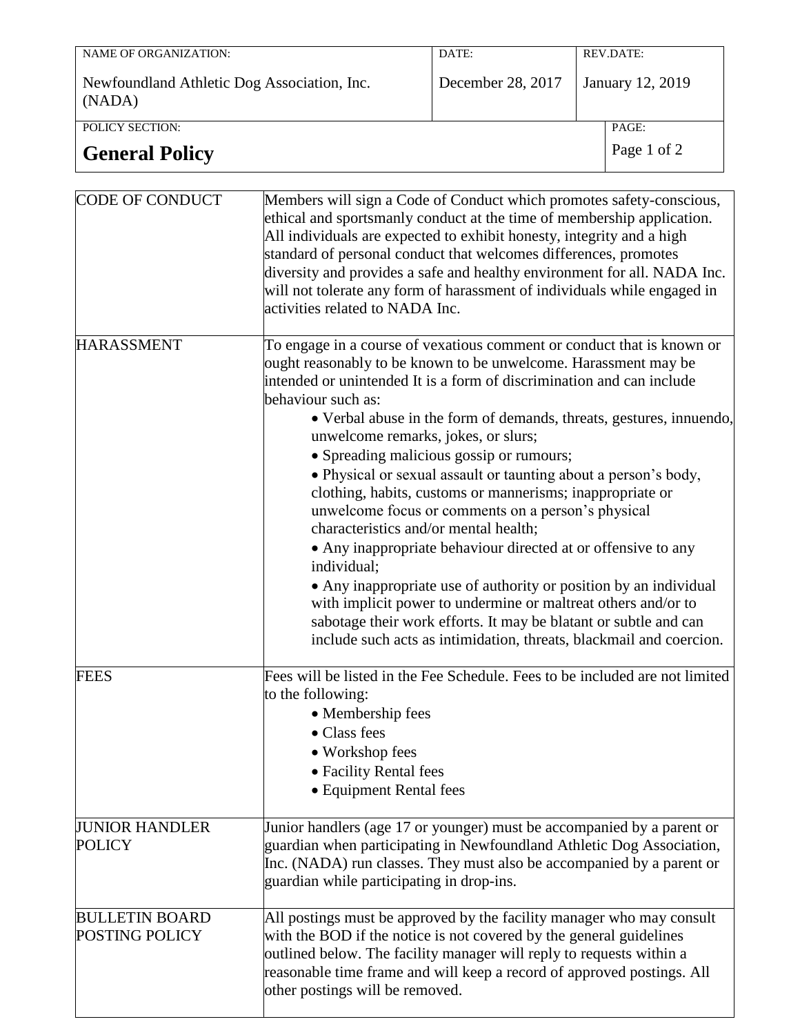| NAME OF ORGANIZATION: | DATE: | REV.DATE: |
|---|---|---|
| Newfoundland Athletic Dog Association, Inc. (NADA) | December 28, 2017 | January 12, 2019 |

POLICY SECTION:

# General Policy

| | |
|---|---|
| CODE OF CONDUCT | Members will sign a Code of Conduct which promotes safety-conscious, ethical and sportsmanly conduct at the time of membership application. All individuals are expected to exhibit honesty, integrity and a high standard of personal conduct that welcomes differences, promotes diversity and provides a safe and healthy environment for all. NADA Inc. will not tolerate any form of harassment of individuals while engaged in activities related to NADA Inc. |
| HARASSMENT | To engage in a course of vexatious comment or conduct that is known or ought reasonably to be known to be unwelcome. Harassment may be intended or unintended It is a form of discrimination and can include behaviour such as:<br>• Verbal abuse in the form of demands, threats, gestures, innuendo, unwelcome remarks, jokes, or slurs;<br>• Spreading malicious gossip or rumours;<br>• Physical or sexual assault or taunting about a person's body, clothing, habits, customs or mannerisms; inappropriate or unwelcome focus or comments on a person's physical characteristics and/or mental health;<br>• Any inappropriate behaviour directed at or offensive to any individual;<br>• Any inappropriate use of authority or position by an individual with implicit power to undermine or maltreat others and/or to sabotage their work efforts. It may be blatant or subtle and can include such acts as intimidation, threats, blackmail and coercion. |
| FEES | Fees will be listed in the Fee Schedule. Fees to be included are not limited to the following:<br>• Membership fees<br>• Class fees<br>• Workshop fees<br>• Facility Rental fees<br>• Equipment Rental fees |
| JUNIOR HANDLER POLICY | Junior handlers (age 17 or younger) must be accompanied by a parent or guardian when participating in Newfoundland Athletic Dog Association, Inc. (NADA) run classes. They must also be accompanied by a parent or guardian while participating in drop-ins. |
| BULLETIN BOARD POSTING POLICY | All postings must be approved by the facility manager who may consult with the BOD if the notice is not covered by the general guidelines outlined below. The facility manager will reply to requests within a reasonable time frame and will keep a record of approved postings. All other postings will be removed. |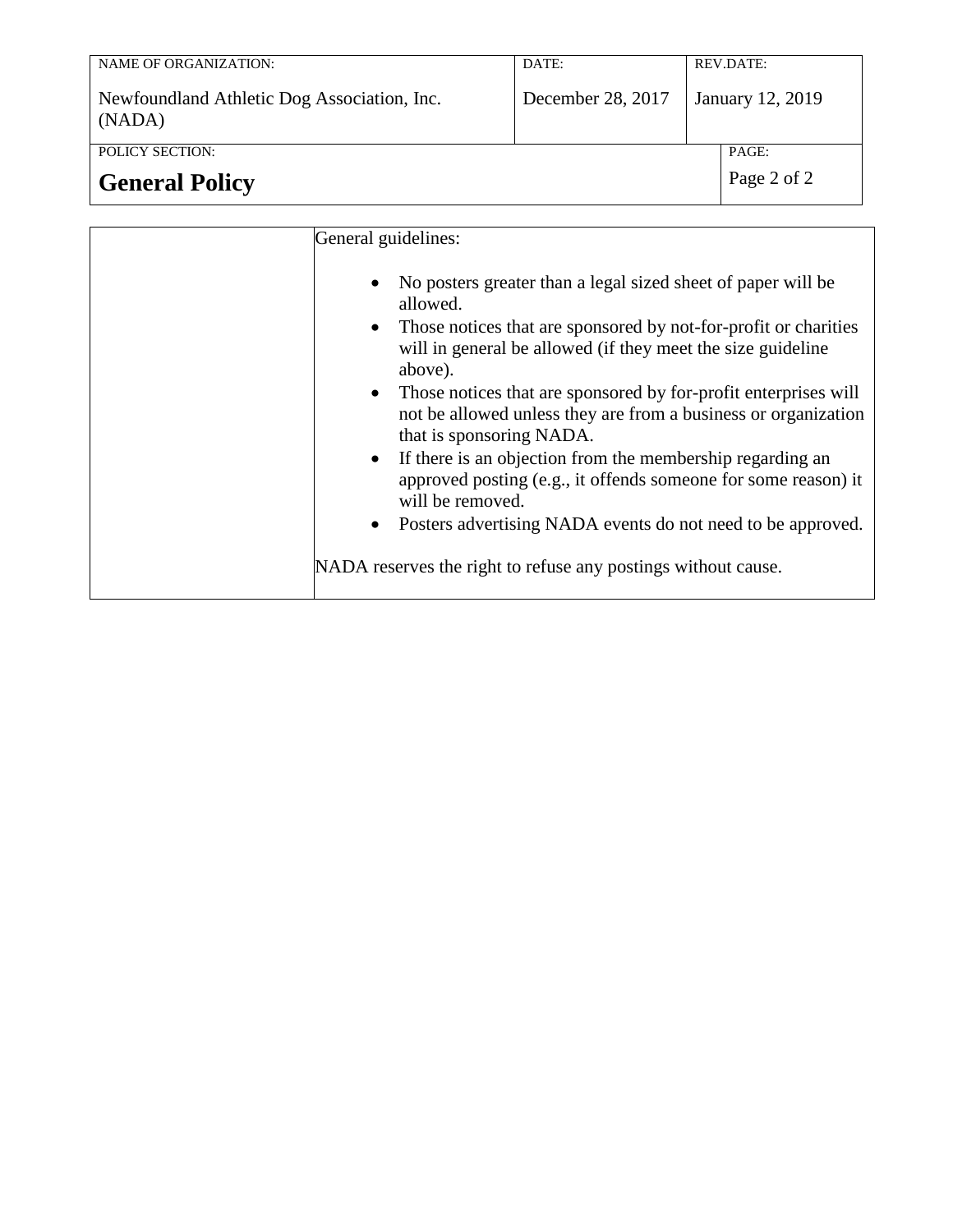General guidelines:

- No posters greater than a legal sized sheet of paper will be allowed.
- Those notices that are sponsored by not-for-profit or charities will in general be allowed (if they meet the size guideline above).
- Those notices that are sponsored by for-profit enterprises will not be allowed unless they are from a business or organization that is sponsoring NADA.
- If there is an objection from the membership regarding an approved posting (e.g., it offends someone for some reason) it will be removed.
- Posters advertising NADA events do not need to be approved.

NADA reserves the right to refuse any postings without cause.